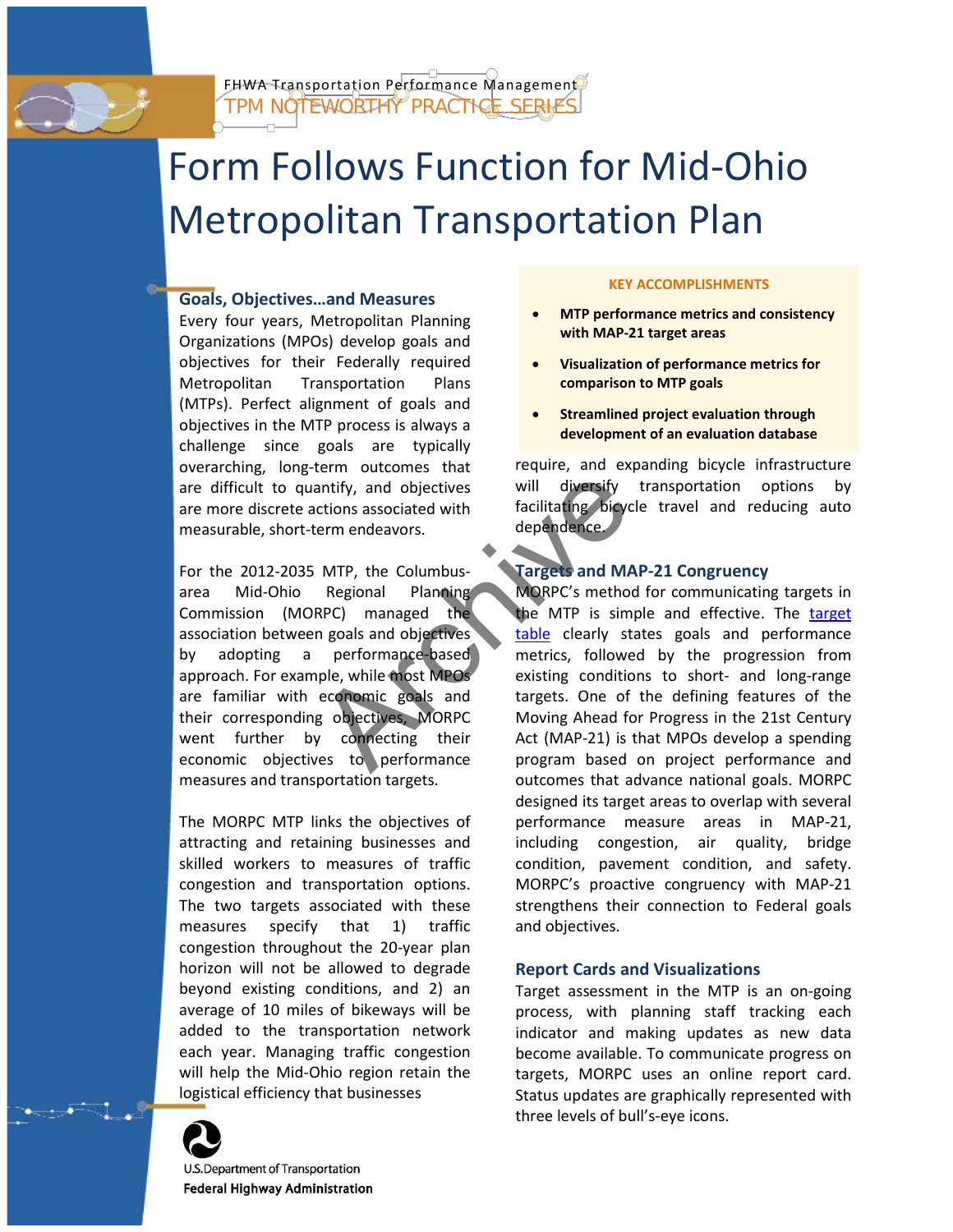FHWA Transportation Performance Management
TPM NOTEWORTHY PRACTICE SERIES

# Form Follows Function for Mid-Ohio Metropolitan Transportation Plan

**KEY ACCOMPLISHMENTS**

- **MTP performance metrics and consistency with MAP-21 target areas**
- **Visualization of performance metrics for comparison to MTP goals**
- **Streamlined project evaluation through development of an evaluation database**

## Goals, Objectives…and Measures

Every four years, Metropolitan Planning Organizations (MPOs) develop goals and objectives for their Federally required Metropolitan Transportation Plans (MTPs). Perfect alignment of goals and objectives in the MTP process is always a challenge since goals are typically overarching, long-term outcomes that are difficult to quantify, and objectives are more discrete actions associated with measurable, short-term endeavors.

For the 2012-2035 MTP, the Columbus-area Mid-Ohio Regional Planning Commission (MORPC) managed the association between goals and objectives by adopting a performance-based approach. For example, while most MPOs are familiar with economic goals and their corresponding objectives, MORPC went further by connecting their economic objectives to performance measures and transportation targets.

The MORPC MTP links the objectives of attracting and retaining businesses and skilled workers to measures of traffic congestion and transportation options. The two targets associated with these measures specify that 1) traffic congestion throughout the 20-year plan horizon will not be allowed to degrade beyond existing conditions, and 2) an average of 10 miles of bikeways will be added to the transportation network each year. Managing traffic congestion will help the Mid-Ohio region retain the logistical efficiency that businesses require, and expanding bicycle infrastructure will diversify transportation options by facilitating bicycle travel and reducing auto dependence.

## Targets and MAP-21 Congruency

MORPC's method for communicating targets in the MTP is simple and effective. The [target table](target table) clearly states goals and performance metrics, followed by the progression from existing conditions to short- and long-range targets. One of the defining features of the Moving Ahead for Progress in the 21st Century Act (MAP-21) is that MPOs develop a spending program based on project performance and outcomes that advance national goals. MORPC designed its target areas to overlap with several performance measure areas in MAP-21, including congestion, air quality, bridge condition, pavement condition, and safety. MORPC's proactive congruency with MAP-21 strengthens their connection to Federal goals and objectives.

## Report Cards and Visualizations

Target assessment in the MTP is an on-going process, with planning staff tracking each indicator and making updates as new data become available. To communicate progress on targets, MORPC uses an online report card. Status updates are graphically represented with three levels of bull's-eye icons.

U.S. Department of Transportation
Federal Highway Administration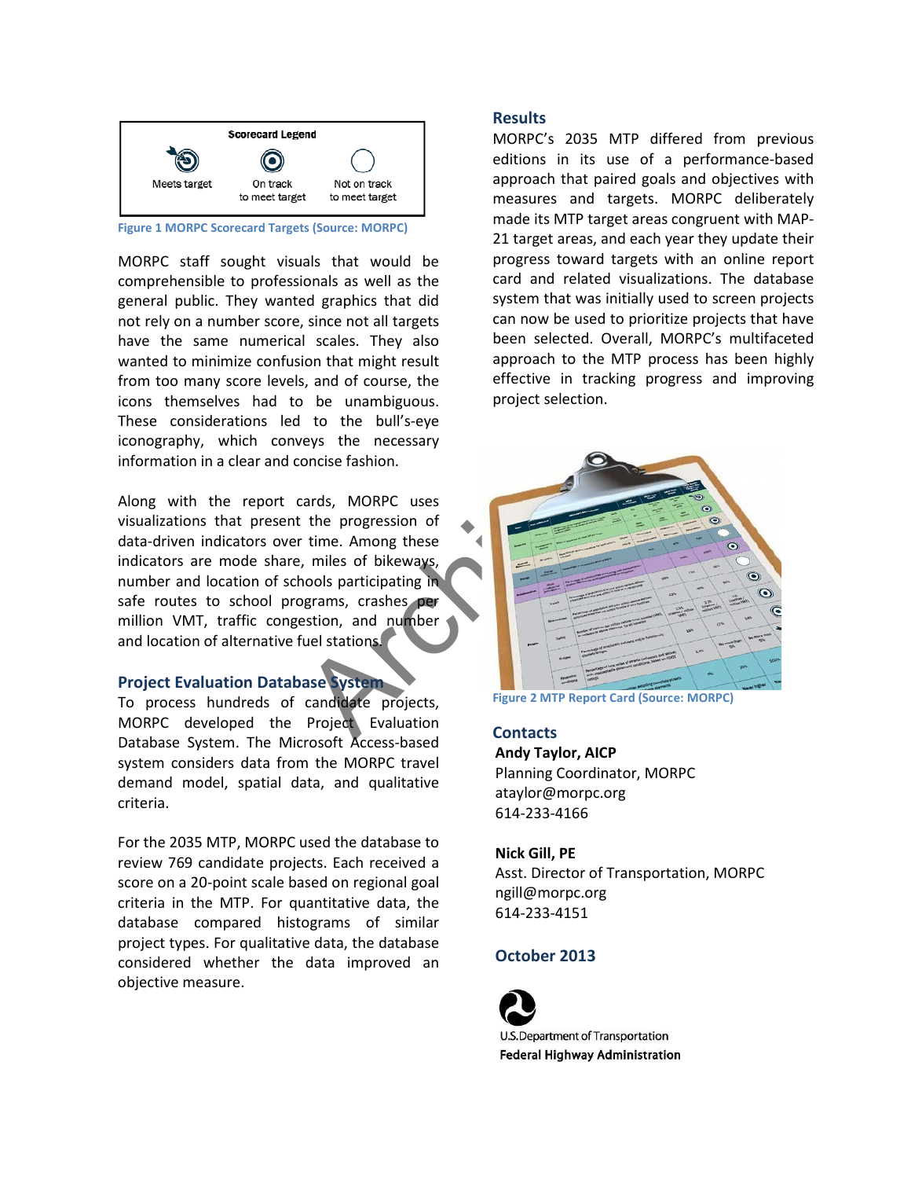Scorecard Legend

Meets target

On track to meet target

Not on track to meet target

Figure 1 MORPC Scorecard Targets (Source: MORPC)

MORPC staff sought visuals that would be comprehensible to professionals as well as the general public. They wanted graphics that did not rely on a number score, since not all targets have the same numerical scales. They also wanted to minimize confusion that might result from too many score levels, and of course, the icons themselves had to be unambiguous. These considerations led to the bull's-eye iconography, which conveys the necessary information in a clear and concise fashion.

Along with the report cards, MORPC uses visualizations that present the progression of data-driven indicators over time. Among these indicators are mode share, miles of bikeways, number and location of schools participating in safe routes to school programs, crashes per million VMT, traffic congestion, and number and location of alternative fuel stations.

## Project Evaluation Database System

To process hundreds of candidate projects, MORPC developed the Project Evaluation Database System. The Microsoft Access-based system considers data from the MORPC travel demand model, spatial data, and qualitative criteria.

For the 2035 MTP, MORPC used the database to review 769 candidate projects. Each received a score on a 20-point scale based on regional goal criteria in the MTP. For quantitative data, the database compared histograms of similar project types. For qualitative data, the database considered whether the data improved an objective measure.

## Results

MORPC's 2035 MTP differed from previous editions in its use of a performance-based approach that paired goals and objectives with measures and targets. MORPC deliberately made its MTP target areas congruent with MAP-21 target areas, and each year they update their progress toward targets with an online report card and related visualizations. The database system that was initially used to screen projects can now be used to prioritize projects that have been selected. Overall, MORPC's multifaceted approach to the MTP process has been highly effective in tracking progress and improving project selection.

Figure 2 MTP Report Card (Source: MORPC)

## Contacts

**Andy Taylor, AICP**
Planning Coordinator, MORPC
ataylor@morpc.org
614-233-4166

**Nick Gill, PE**
Asst. Director of Transportation, MORPC
ngill@morpc.org
614-233-4151

## October 2013

U.S. Department of Transportation
**Federal Highway Administration**